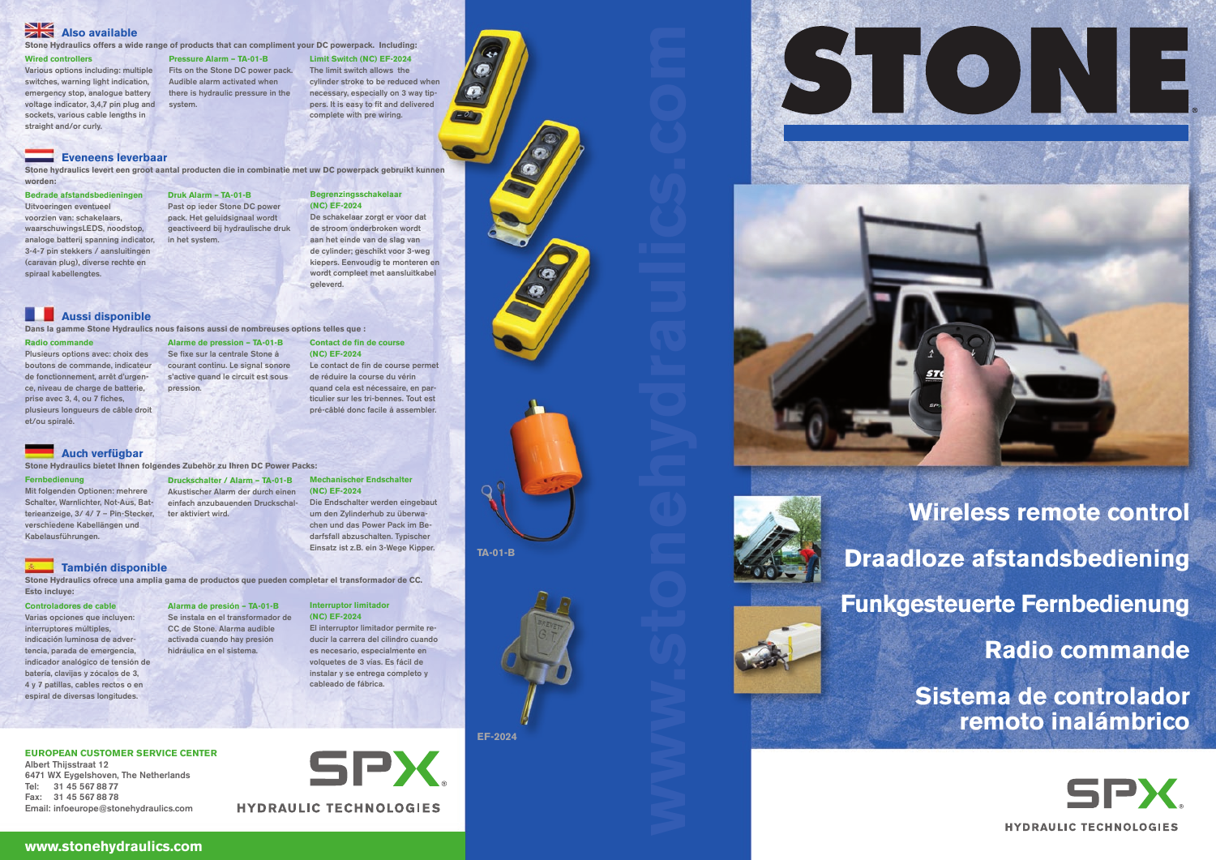## Also available

**Stone Hydraulics offers a wide range of products that can compliment your DC powerpack. Including:**

**Wired controllers**
Various options including: multiple switches, warning light indication, emergency stop, analogue battery voltage indicator, 3,4,7 pin plug and sockets, various cable lengths in straight and/or curly.

**Pressure Alarm – TA-01-B**
Fits on the Stone DC power pack. Audible alarm activated when there is hydraulic pressure in the system.

**Limit Switch (NC) EF-2024**
The limit switch allows the cylinder stroke to be reduced when necessary, especially on 3 way tippers. It is easy to fit and delivered complete with pre wiring.

## Eveneens leverbaar

**Stone hydraulics levert een groot aantal producten die in combinatie met uw DC powerpack gebruikt kunnen worden:**

**Bedrade afstandsbedieningen**
Uitvoeringen eventueel voorzien van: schakelaars, waarschuwingsLEDS, noodstop, analoge batterij spanning indicator, 3-4-7 pin stekkers / aansluitingen (caravan plug), diverse rechte en spiraal kabellengtes.

**Druk Alarm – TA-01-B**
Past op ieder Stone DC power pack. Het geluidsignaal wordt geactiveerd bij hydraulische druk in het systeem.

**Begrenzingsschakelaar (NC) EF-2024**
De schakelaar zorgt er voor dat de stroom onderbroken wordt aan het einde van de slag van de cylinder; geschikt voor 3-weg kiepers. Eenvoudig te monteren en wordt compleet met aansluitkabel geleverd.

## Aussi disponible

**Dans la gamme Stone Hydraulics nous faisons aussi de nombreuses options telles que :**

**Radio commande**
Plusieurs options avec: choix des boutons de commande, indicateur de fonctionnement, arrêt d'urgence, niveau de charge de batterie, prise avec 3, 4, ou 7 fiches, plusieurs longueurs de câble droit et/ou spiralé.

**Alarme de pression – TA-01-B**
Se fixe sur la centrale Stone à courant continu. Le signal sonore s'active quand le circuit est sous pression.

**Contact de fin de course (NC) EF-2024**
Le contact de fin de course permet de réduire la course du vérin quand cela est nécessaire, en particulier sur les tri-bennes. Tout est pré-câblé donc facile à assembler.

## Auch verfügbar

**Stone Hydraulics bietet Ihnen folgendes Zubehör zu Ihren DC Power Packs:**

**Fernbedienung**
Mit folgenden Optionen: mehrere Schalter, Warnlichter, Not-Aus, Batterieanzeige, 3/ 4/ 7 – Pin-Stecker, verschiedene Kabellängen und Kabelausführungen.

**Druckschalter / Alarm – TA-01-B**
Akustischer Alarm der durch einen einfach anzubauenden Druckschalter aktiviert wird.

**Mechanischer Endschalter (NC) EF-2024**
Die Endschalter werden eingebaut um den Zylinderhub zu überwachen und das Power Pack im Bedarfsfall abzuschalten. Typischer Einsatz ist z.B. ein 3-Wege Kipper.

## También disponible

**Stone Hydraulics ofrece una amplia gama de productos que pueden completar el transformador de CC. Esto incluye:**

**Controladores de cable**
Varias opciones que incluyen: interruptores múltiples, indicación luminosa de advertencia, parada de emergencia, indicador analógico de tensión de batería, clavijas y zócalos de 3, 4 y 7 patillas, cables rectos o en espiral de diversas longitudes.

**Alarma de presión – TA-01-B**
Se instala en el transformador de CC de Stone. Alarma audible activada cuando hay presión hidráulica en el sistema.

**Interruptor limitador (NC) EF-2024**
El interruptor limitador permite reducir la carrera del cilindro cuando es necesario, especialmente en volquetes de 3 vías. Es fácil de instalar y se entrega completo y cableado de fábrica.

**EUROPEAN CUSTOMER SERVICE CENTER**
Albert Thijsstraat 12
6471 WX Eygelshoven, The Netherlands
Tel: 31 45 567 88 77
Fax: 31 45 567 88 78
Email: infoeurope@stonehydraulics.com

SPX HYDRAULIC TECHNOLOGIES

www.stonehydraulics.com

TA-01-B

EF-2024

# STONE

## Wireless remote control
## Draadloze afstandsbediening
## Funkgesteuerte Fernbedienung
## Radio commande
## Sistema de controlador remoto inalámbrico

SPX HYDRAULIC TECHNOLOGIES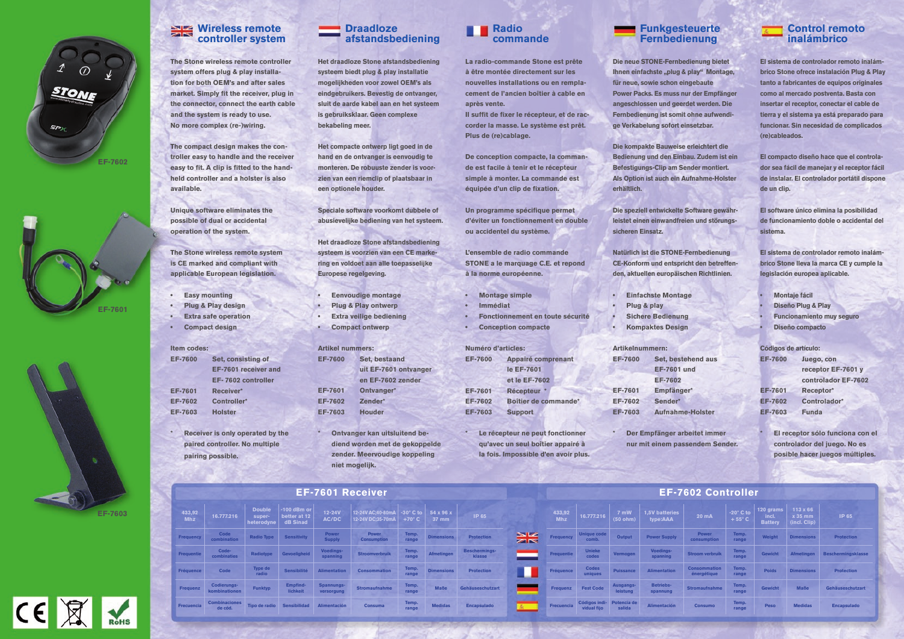EF-7602

EF-7601

EF-7603

## Wireless remote controller system

The Stone wireless remote controller system offers plug & play installation for both OEM's and after sales market. Simply fit the receiver, plug in the connector, connect the earth cable and the system is ready to use. No more complex (re-)wiring.

The compact design makes the controller easy to handle and the receiver easy to fit. A clip is fitted to the handheld controller and a holster is also available.

Unique software eliminates the possible of dual or accidental operation of the system.

The Stone wireless remote system is CE marked and compliant with applicable European legislation.

- Easy mounting
- Plug & Play design
- Extra safe operation
- Compact design

Item codes:

| | |
|---|---|
| EF-7600 | Set, consisting of EF-7601 receiver and EF- 7602 controller |
| EF-7601 | Receiver* |
| EF-7602 | Controller* |
| EF-7603 | Holster |

\* Receiver is only operated by the paired controller. No multiple pairing possible.

## Draadloze afstandsbediening

Het draadloze Stone afstandsbediening systeem biedt plug & play installatie mogelijkheden voor zowel OEM's als eindgebruikers. Bevestig de ontvanger, sluit de aarde kabel aan en het systeem is gebruiksklaar. Geen complexe bekabeling meer.

Het compacte ontwerp ligt goed in de hand en de ontvanger is eenvoudig te monteren. De robuuste zender is voorzien van een riemclip of plaatsbaar in een optionele houder.

Speciale software voorkomt dubbele of abusievelijke bediening van het systeem.

Het draadloze Stone afstandsbediening systeem is voorzien van een CE markering en voldoet aan alle toepasselijke Europese regelgeving.

- Eenvoudige montage
- Plug & Play ontwerp
- Extra veilige bediening
- Compact ontwerp

Artikel nummers:

| | |
|---|---|
| EF-7600 | Set, bestaand uit EF-7601 ontvanger en EF-7602 zender |
| EF-7601 | Ontvanger* |
| EF-7602 | Zender* |
| EF-7603 | Houder |

\* Ontvanger kan uitsluitend bediend worden met de gekoppelde zender. Meervoudige koppeling niet mogelijk.

## Radio commande

La radio-commande Stone est prête à être montée directement sur les nouvelles installations ou en remplacement de l'ancien boîtier à cable en après vente.
Il suffit de fixer le récepteur, et de raccorder la masse. Le système est prêt. Plus de (re)cablage.

De conception compacte, la commande est facile à tenir et le récepteur simple à monter. La commande est équipée d'un clip de fixation.

Un programme spécifique permet d'éviter un fonctionnement en double ou accidentel du système.

L'ensemble de radio commande STONE a le marquage C.E. et repond à la norme européenne.

- Montage simple
- Immédiat
- Fonctionnement en toute sécurité
- Conception compacte

Numéro d'articles:

| | |
|---|---|
| EF-7600 | Appairé comprenant le EF-7601 et le EF-7602 |
| EF-7601 | Récepteur * |
| EF-7602 | Boîtier de commande* |
| EF-7603 | Support |

\* Le récepteur ne peut fonctionner qu'avec un seul boîtier appairé à la fois. Impossible d'en avoir plus.

## Funkgesteuerte Fernbedienung

Die neue STONE-Fernbedienung bietet Ihnen einfachste „plug & play" Montage, für neue, sowie schon eingebaute Power Packs. Es muss nur der Empfänger angeschlossen und geerdet werden. Die Fernbedienung ist somit ohne aufwendige Verkabelung sofort einsetzbar.

Die kompakte Bauweise erleichtert die Bedienung und den Einbau. Zudem ist ein Befestigungs-Clip am Sender montiert. Als Option ist auch ein Aufnahme-Holster erhältlich.

Die speziell entwickelte Software gewährleistet einen einwandfreien und störungssicheren Einsatz.

Natürlich ist die STONE-Fernbedienung CE-Konform und entspricht den betreffenden, aktuellen europäischen Richtlinien.

- Einfachste Montage
- Plug & play
- Sichere Bedienung
- Kompaktes Design

Artikelnummern:

| | |
|---|---|
| EF-7600 | Set, bestehend aus EF-7601 und EF-7602 |
| EF-7601 | Empfänger* |
| EF-7602 | Sender* |
| EF-7603 | Aufnahme-Holster |

\* Der Empfänger arbeitet immer nur mit einem passendem Sender.

## Control remoto inalámbrico

El sistema de controlador remoto inalámbrico Stone ofrece instalación Plug & Play tanto a fabricantes de equipos originales como al mercado postventa. Basta con insertar el receptor, conectar el cable de tierra y el sistema ya está preparado para funcionar. Sin necesidad de complicados (re)cableados.

El compacto diseño hace que el controlador sea fácil de manejar y el receptor fácil de instalar. El controlador portátil dispone de un clip.

El software único elimina la posibilidad de funcionamiento doble o accidental del sistema.

El sistema de controlador remoto inalámbrico Stone lleva la marca CE y cumple la legislación europea aplicable.

- Montaje fácil
- Diseño Plug & Play
- Funcionamiento muy seguro
- Diseño compacto

Códigos de artículo:

| | |
|---|---|
| EF-7600 | Juego, con receptor EF-7601 y controlador EF-7602 |
| EF-7601 | Receptor* |
| EF-7602 | Controlador* |
| EF-7603 | Funda |

\* El receptor sólo funciona con el controlador del juego. No es posible hacer juegos múltiples.

## EF-7601 Receiver

| 433,92 Mhz | 16.777.216 | Double super-heterodyne | -100 dBm or better at 12 dB Sinad | 12-24V AC/DC | 12-24V AC;40-80mA 12-24V DC;35-70mA | -30° C to +70° C | 54 x 96 x 37 mm | IP 65 |
|---|---|---|---|---|---|---|---|---|
| Frequency | Code combination | Radio Type | Sensitivity | Power Supply | Power Consumption | Temp. range | Dimensions | Protection |
| Frequentie | Code-combinaties | Radiotype | Gevoeligheid | Voedings-spanning | Stroomverbruik | Temp. range | Afmetingen | Beschermings-klasse |
| Fréquence | Code | Type de radio | Sensibilité | Alimentation | Consommation | Temp. range | Dimensions | Protection |
| Frequenz | Codierungs-kombinationen | Funktyp | Empfind-lichkeit | Spannungs-versorgung | Stromaufnahme | Temp. range | Maße | Gehäuseschutzart |
| Frecuencia | Combinaciones de cód. | Tipo de radio | Sensibilidad | Alimentación | Consuma | Temp. range | Medidas | Encapsulado |

## EF-7602 Controller

| 433,92 Mhz | 16.777.216 | 7 mW (50 ohm) | 1,5V batteries type:AAA | 20 mA | -20° C to + 55° C | 120 grams incl. Battery | 113 x 66 x 35 mm (incl. Clip) | IP 65 |
|---|---|---|---|---|---|---|---|---|
| Frequency | Unique code comb. | Output | Power Supply | Power consumption | Temp. range | Weight | Dimensions | Protection |
| Frequentie | Unieke codes | Vermogen | Voedings-spanning | Stroom verbruik | Temp. range | Gewicht | Afmetingen | Beschermingsklasse |
| Fréquence | Codes uniques | Puissance | Alimentation | Consommation énergétique | Temp. range | Poids | Dimensions | Protection |
| Frequenz | Fest Code | Ausgangs-leistung | Betriebs-spannung | Stromaufnahme | Temp. range | Gewicht | Maße | Gehäuseschutzart |
| Frecuencia | Códigos individual fijo | Potencia de salida | Alimentación | Consumo | Temp. range | Peso | Medidas | Encapsulado |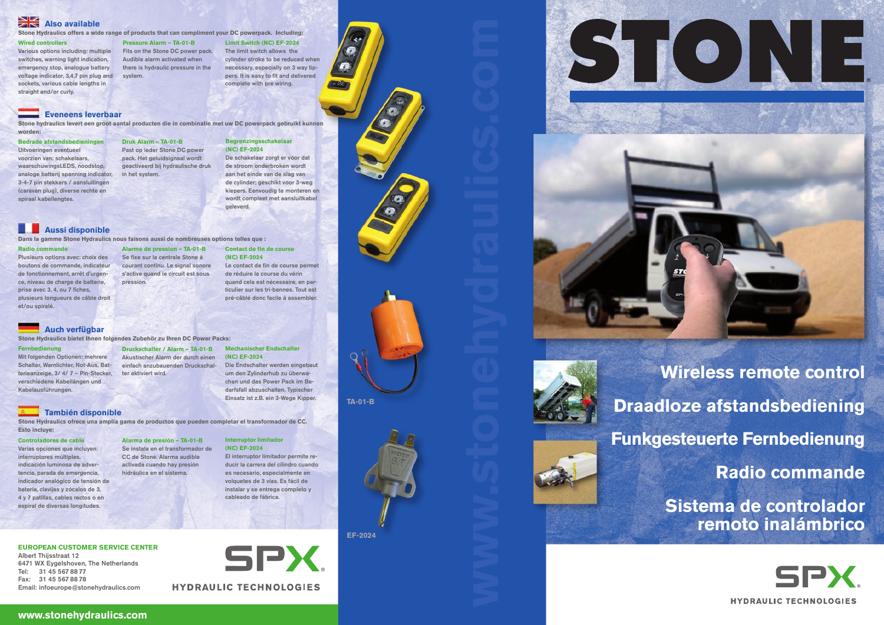## Also available

Stone Hydraulics offers a wide range of products that can compliment your DC powerpack. Including:

**Wired controllers**
Various options including: multiple switches, warning light indication, emergency stop, analogue battery voltage indicator, 3,4,7 pin plug and sockets, various cable lengths in straight and/or curly.

**Pressure Alarm – TA-01-B**
Fits on the Stone DC power pack. Audible alarm activated when there is hydraulic pressure in the system.

**Limit Switch (NC) EF-2024**
The limit switch allows the cylinder stroke to be reduced when necessary, especially on 3 way tippers. It is easy to fit and delivered complete with pre wiring.

## Eveneens leverbaar

Stone hydraulics levert een groot aantal producten die in combinatie met uw DC powerpack gebruikt kunnen worden:

**Bedrade afstandsbedieningen**
Uitvoeringen eventueel voorzien van: schakelaars, waarschuwingsLEDS, noodstop, analoge batterij spanning indicator, 3-4-7 pin stekkers / aansluitingen (caravan plug), diverse rechte en spiraal kabellengtes.

**Druk Alarm – TA-01-B**
Past op ieder Stone DC power pack. Het geluidsignaal wordt geactiveerd bij hydraulische druk in het systeem.

**Begrenzingsschakelaar (NC) EF-2024**
De schakelaar zorgt er voor dat de stroom onderbroken wordt aan het einde van de slag van de cylinder; geschikt voor 3-weg kiepers. Eenvoudig te monteren en wordt compleet met aansluitkabel geleverd.

## Aussi disponible

Dans la gamme Stone Hydraulics nous faisons aussi de nombreuses options telles que :

**Radio commande**
Plusieurs options avec: choix des boutons de commande, indicateur de fonctionnement, arrêt d'urgence, niveau de charge de batterie, prise avec 3, 4, ou 7 fiches, plusieurs longueurs de câble droit et/ou spiralé.

**Alarme de pression – TA-01-B**
Se fixe sur la centrale Stone à courant continu. Le signal sonore s'active quand le circuit est sous pression.

**Contact de fin de course (NC) EF-2024**
Le contact de fin de course permet de réduire la course du vérin quand cela est nécessaire, en particulier sur les tri-bennes. Tout est pré-câblé donc facile à assembler.

## Auch verfügbar

Stone Hydraulics bietet Ihnen folgendes Zubehör zu Ihren DC Power Packs:

**Fernbedienung**
Mit folgenden Optionen: mehrere Schalter, Warnlichter, Not-Aus, Batterieanzeige, 3/ 4/ 7 – Pin-Stecker, verschiedene Kabellängen und Kabelausführungen.

**Druckschalter / Alarm – TA-01-B**
Akustischer Alarm der durch einen einfach anzubauenden Druckschalter aktiviert wird.

**Mechanischer Endschalter (NC) EF-2024**
Die Endschalter werden eingebaut um den Zylinderhub zu überwachen und das Power Pack im Bedarfsfall abzuschalten. Typischer Einsatz ist z.B. ein 3-Wege Kipper.

## También disponible

Stone Hydraulics ofrece una amplia gama de productos que pueden completar el transformador de CC. Esto incluye:

**Controladores de cable**
Varias opciones que incluyen: interruptores múltiples, indicación luminosa de advertencia, parada de emergencia, indicador analógico de tensión de batería, clavijas y zócalos de 3, 4 y 7 patillas, cables rectos o en espiral de diversas longitudes.

**Alarma de presión – TA-01-B**
Se instala en el transformador de CC de Stone. Alarma audible activada cuando hay presión hidráulica en el sistema.

**Interruptor limitador (NC) EF-2024**
El interruptor limitador permite reducir la carrera del cilindro cuando es necesario, especialmente en volquetes de 3 vías. Es fácil de instalar y se entrega completo y cableado de fábrica.

**EUROPEAN CUSTOMER SERVICE CENTER**
Albert Thijsstraat 12
6471 WX Eygelshoven, The Netherlands
Tel: 31 45 567 88 77
Fax: 31 45 567 88 78
Email: infoeurope@stonehydraulics.com

SPX
HYDRAULIC TECHNOLOGIES

www.stonehydraulics.com

TA-01-B

EF-2024

# STONE

## Wireless remote control
## Draadloze afstandsbediening
## Funkgesteuerte Fernbedienung
## Radio commande
## Sistema de controlador remoto inalámbrico

SPX
HYDRAULIC TECHNOLOGIES